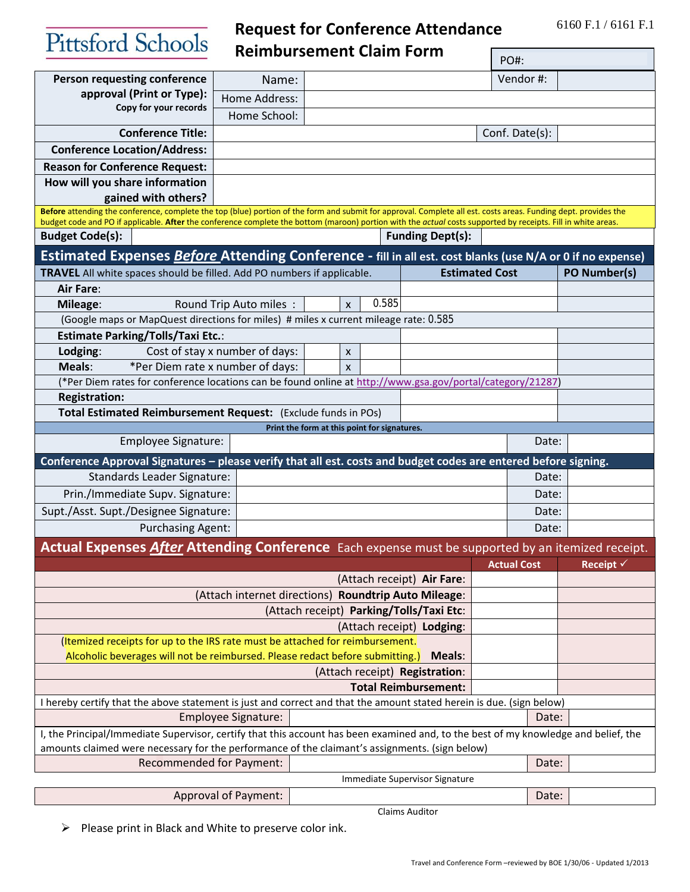Pittsford Schools

# Request for Conference Attendance Reimbursement Claim Form

6160 F.1 / 6161 F.1

| | | | | |
|---|---|---|---|---|
| | | | PO#: | |
| **Person requesting conference approval (Print or Type):** **Copy for your records** | Name: | | Vendor #: | |
| | Home Address: | | | |
| | Home School: | | | |
| **Conference Title:** | | | Conf. Date(s): | |
| **Conference Location/Address:** | | | | |
| **Reason for Conference Request:** | | | | |
| **How will you share information gained with others?** | | | | |

**Before** attending the conference, complete the top (blue) portion of the form and submit for approval. Complete all est. costs areas. Funding dept. provides the budget code and PO if applicable. **After** the conference complete the bottom (maroon) portion with the *actual* costs supported by receipts. Fill in white areas.

| | | | |
|---|---|---|---|
| **Budget Code(s):** | | **Funding Dept(s):** | |

## Estimated Expenses *Before* Attending Conference - fill in all est. cost blanks (use N/A or 0 if no expense)

| **TRAVEL** All white spaces should be filled. Add PO numbers if applicable. | | | | **Estimated Cost** | **PO Number(s)** |
|---|---|---|---|---|---|
| **Air Fare**: | | | | | |
| **Mileage**: Round Trip Auto miles : | | x | 0.585 | | |
| (Google maps or MapQuest directions for miles) # miles x current mileage rate: 0.585 | | | | | |
| **Estimate Parking/Tolls/Taxi Etc.**: | | | | | |
| **Lodging**: Cost of stay x number of days: | | x | | | |
| **Meals**: *Per Diem rate x number of days: | | x | | | |
| (*Per Diem rates for conference locations can be found online at http://www.gsa.gov/portal/category/21287) | | | | | |
| **Registration:** | | | | | |
| **Total Estimated Reimbursement Request:** (Exclude funds in POs) | | | | | |

**Print the form at this point for signatures.**

| | | | |
|---|---|---|---|
| Employee Signature: | | Date: | |

## Conference Approval Signatures – please verify that all est. costs and budget codes are entered before signing.

| | | | |
|---|---|---|---|
| Standards Leader Signature: | | Date: | |
| Prin./Immediate Supv. Signature: | | Date: | |
| Supt./Asst. Supt./Designee Signature: | | Date: | |
| Purchasing Agent: | | Date: | |

## Actual Expenses *After* Attending Conference Each expense must be supported by an itemized receipt.

| | **Actual Cost** | **Receipt ✓** |
|---|---|---|
| (Attach receipt) **Air Fare**: | | |
| (Attach internet directions) **Roundtrip Auto Mileage**: | | |
| (Attach receipt) **Parking/Tolls/Taxi Etc**: | | |
| (Attach receipt) **Lodging**: | | |
| (Itemized receipts for up to the IRS rate must be attached for reimbursement. Alcoholic beverages will not be reimbursed. Please redact before submitting.) **Meals**: | | |
| (Attach receipt) **Registration**: | | |
| **Total Reimbursement:** | | |

I hereby certify that the above statement is just and correct and that the amount stated herein is due. (sign below)

| | | | |
|---|---|---|---|
| Employee Signature: | | Date: | |

I, the Principal/Immediate Supervisor, certify that this account has been examined and, to the best of my knowledge and belief, the amounts claimed were necessary for the performance of the claimant's assignments. (sign below)

| | | | |
|---|---|---|---|
| Recommended for Payment: | | Date: | |

Immediate Supervisor Signature

| | | | |
|---|---|---|---|
| Approval of Payment: | | Date: | |

Claims Auditor

- Please print in Black and White to preserve color ink.

Travel and Conference Form –reviewed by BOE 1/30/06 - Updated 1/2013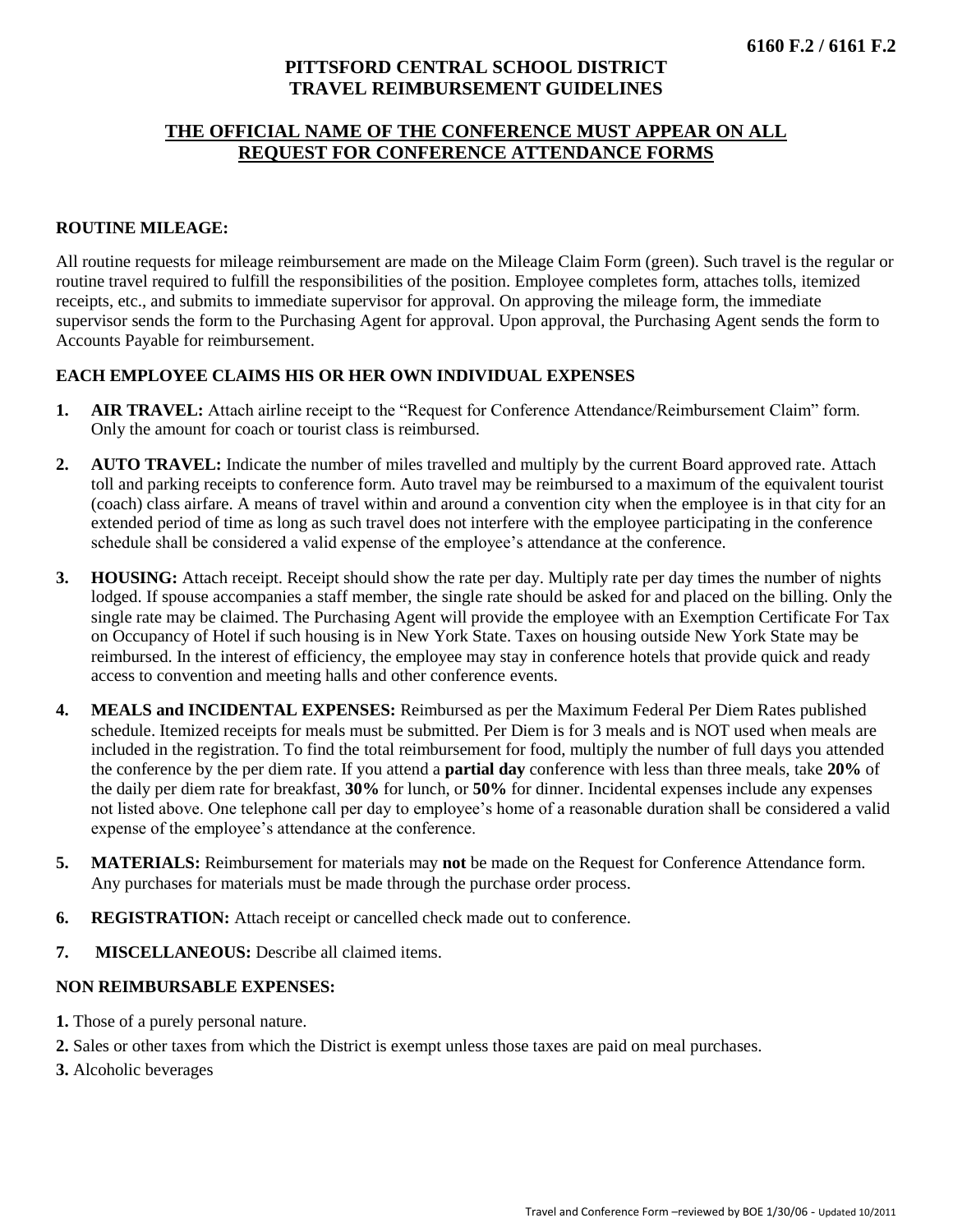6160 F.2 / 6161 F.2

# PITTSFORD CENTRAL SCHOOL DISTRICT
# TRAVEL REIMBURSEMENT GUIDELINES

## THE OFFICIAL NAME OF THE CONFERENCE MUST APPEAR ON ALL REQUEST FOR CONFERENCE ATTENDANCE FORMS

### ROUTINE MILEAGE:

All routine requests for mileage reimbursement are made on the Mileage Claim Form (green). Such travel is the regular or routine travel required to fulfill the responsibilities of the position. Employee completes form, attaches tolls, itemized receipts, etc., and submits to immediate supervisor for approval. On approving the mileage form, the immediate supervisor sends the form to the Purchasing Agent for approval. Upon approval, the Purchasing Agent sends the form to Accounts Payable for reimbursement.

### EACH EMPLOYEE CLAIMS HIS OR HER OWN INDIVIDUAL EXPENSES

1. **AIR TRAVEL:** Attach airline receipt to the "Request for Conference Attendance/Reimbursement Claim" form. Only the amount for coach or tourist class is reimbursed.
2. **AUTO TRAVEL:** Indicate the number of miles travelled and multiply by the current Board approved rate. Attach toll and parking receipts to conference form. Auto travel may be reimbursed to a maximum of the equivalent tourist (coach) class airfare. A means of travel within and around a convention city when the employee is in that city for an extended period of time as long as such travel does not interfere with the employee participating in the conference schedule shall be considered a valid expense of the employee's attendance at the conference.
3. **HOUSING:** Attach receipt. Receipt should show the rate per day. Multiply rate per day times the number of nights lodged. If spouse accompanies a staff member, the single rate should be asked for and placed on the billing. Only the single rate may be claimed. The Purchasing Agent will provide the employee with an Exemption Certificate For Tax on Occupancy of Hotel if such housing is in New York State. Taxes on housing outside New York State may be reimbursed. In the interest of efficiency, the employee may stay in conference hotels that provide quick and ready access to convention and meeting halls and other conference events.
4. **MEALS and INCIDENTAL EXPENSES:** Reimbursed as per the Maximum Federal Per Diem Rates published schedule. Itemized receipts for meals must be submitted. Per Diem is for 3 meals and is NOT used when meals are included in the registration. To find the total reimbursement for food, multiply the number of full days you attended the conference by the per diem rate. If you attend a **partial day** conference with less than three meals, take **20%** of the daily per diem rate for breakfast, **30%** for lunch, or **50%** for dinner. Incidental expenses include any expenses not listed above. One telephone call per day to employee's home of a reasonable duration shall be considered a valid expense of the employee's attendance at the conference.
5. **MATERIALS:** Reimbursement for materials may **not** be made on the Request for Conference Attendance form. Any purchases for materials must be made through the purchase order process.
6. **REGISTRATION:** Attach receipt or cancelled check made out to conference.
7. **MISCELLANEOUS:** Describe all claimed items.

### NON REIMBURSABLE EXPENSES:

1. Those of a purely personal nature.
2. Sales or other taxes from which the District is exempt unless those taxes are paid on meal purchases.
3. Alcoholic beverages

Travel and Conference Form –reviewed by BOE 1/30/06 - Updated 10/2011